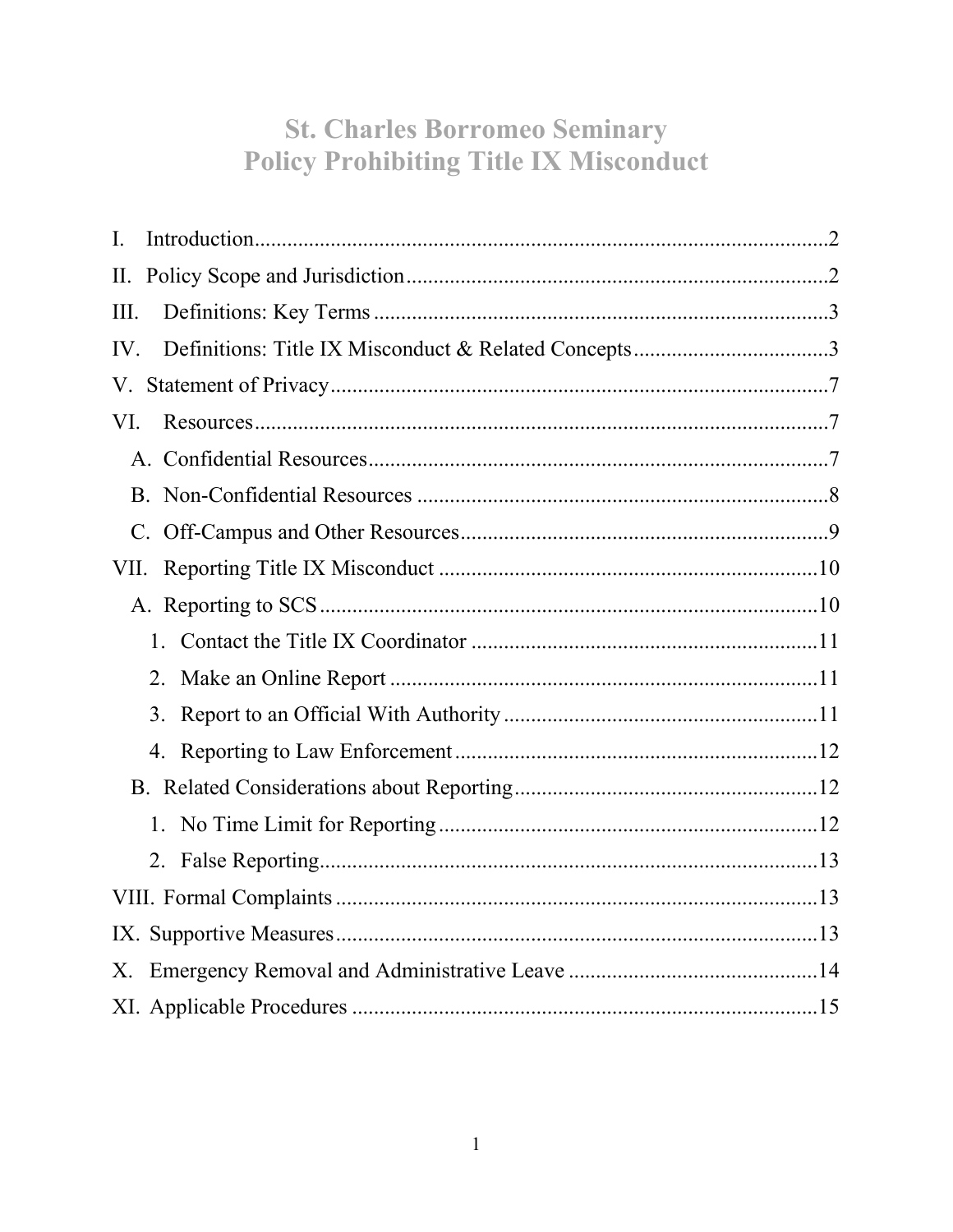# St. Charles Borromeo Seminary
# Policy Prohibiting Title IX Misconduct

- I. Introduction .......... 2
- II. Policy Scope and Jurisdiction .......... 2
- III. Definitions: Key Terms .......... 3
- IV. Definitions: Title IX Misconduct & Related Concepts .......... 3
- V. Statement of Privacy .......... 7
- VI. Resources .......... 7
  - A. Confidential Resources .......... 7
  - B. Non-Confidential Resources .......... 8
  - C. Off-Campus and Other Resources .......... 9
- VII. Reporting Title IX Misconduct .......... 10
  - A. Reporting to SCS .......... 10
    1. Contact the Title IX Coordinator .......... 11
    2. Make an Online Report .......... 11
    3. Report to an Official With Authority .......... 11
    4. Reporting to Law Enforcement .......... 12
  - B. Related Considerations about Reporting .......... 12
    1. No Time Limit for Reporting .......... 12
    2. False Reporting .......... 13
- VIII. Formal Complaints .......... 13
- IX. Supportive Measures .......... 13
- X. Emergency Removal and Administrative Leave .......... 14
- XI. Applicable Procedures .......... 15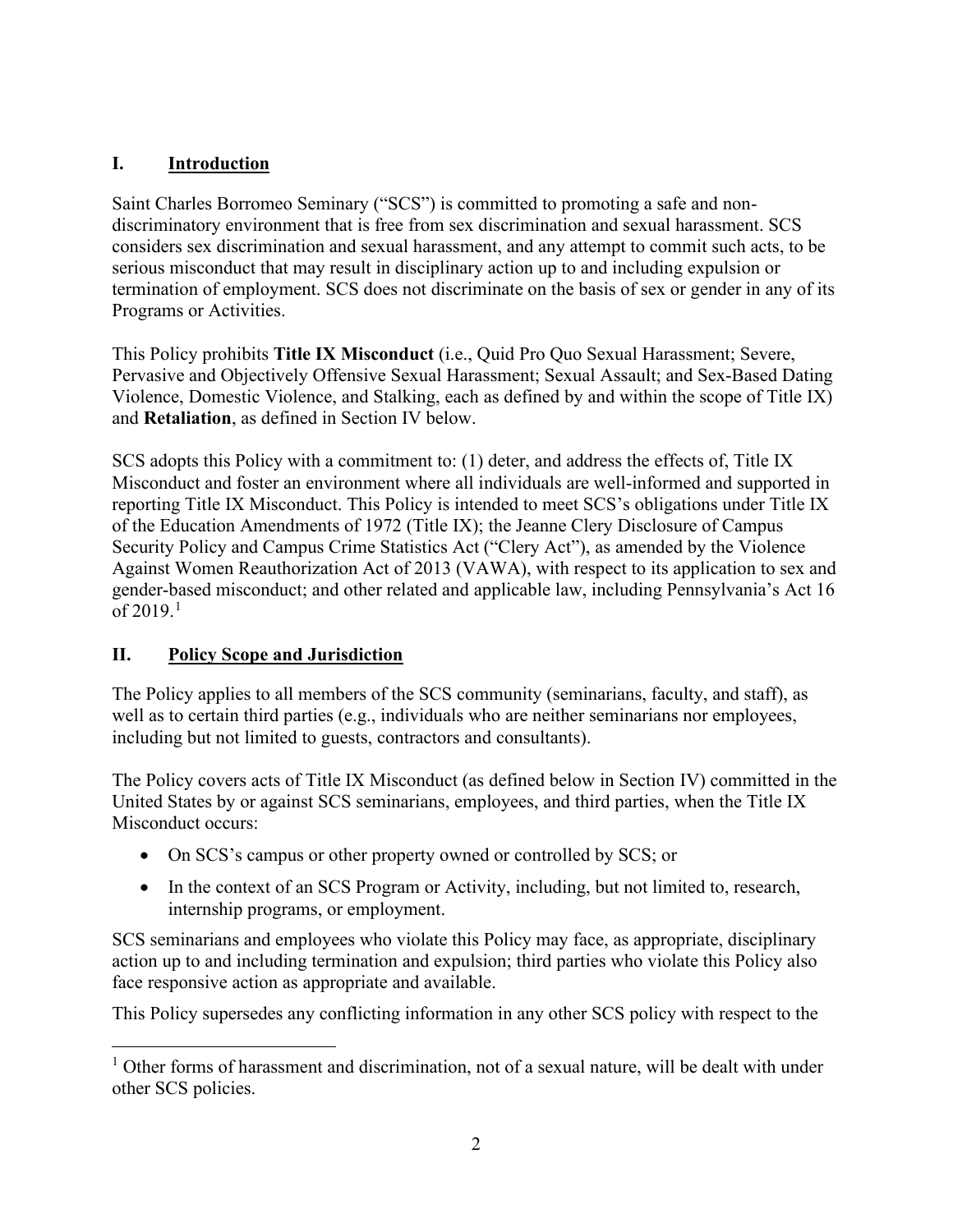## I. Introduction

Saint Charles Borromeo Seminary ("SCS") is committed to promoting a safe and non-discriminatory environment that is free from sex discrimination and sexual harassment. SCS considers sex discrimination and sexual harassment, and any attempt to commit such acts, to be serious misconduct that may result in disciplinary action up to and including expulsion or termination of employment. SCS does not discriminate on the basis of sex or gender in any of its Programs or Activities.

This Policy prohibits **Title IX Misconduct** (i.e., Quid Pro Quo Sexual Harassment; Severe, Pervasive and Objectively Offensive Sexual Harassment; Sexual Assault; and Sex-Based Dating Violence, Domestic Violence, and Stalking, each as defined by and within the scope of Title IX) and **Retaliation**, as defined in Section IV below.

SCS adopts this Policy with a commitment to: (1) deter, and address the effects of, Title IX Misconduct and foster an environment where all individuals are well-informed and supported in reporting Title IX Misconduct. This Policy is intended to meet SCS's obligations under Title IX of the Education Amendments of 1972 (Title IX); the Jeanne Clery Disclosure of Campus Security Policy and Campus Crime Statistics Act ("Clery Act"), as amended by the Violence Against Women Reauthorization Act of 2013 (VAWA), with respect to its application to sex and gender-based misconduct; and other related and applicable law, including Pennsylvania's Act 16 of 2019.[1]

## II. Policy Scope and Jurisdiction

The Policy applies to all members of the SCS community (seminarians, faculty, and staff), as well as to certain third parties (e.g., individuals who are neither seminarians nor employees, including but not limited to guests, contractors and consultants).

The Policy covers acts of Title IX Misconduct (as defined below in Section IV) committed in the United States by or against SCS seminarians, employees, and third parties, when the Title IX Misconduct occurs:

- On SCS's campus or other property owned or controlled by SCS; or
- In the context of an SCS Program or Activity, including, but not limited to, research, internship programs, or employment.

SCS seminarians and employees who violate this Policy may face, as appropriate, disciplinary action up to and including termination and expulsion; third parties who violate this Policy also face responsive action as appropriate and available.

This Policy supersedes any conflicting information in any other SCS policy with respect to the

[1] Other forms of harassment and discrimination, not of a sexual nature, will be dealt with under other SCS policies.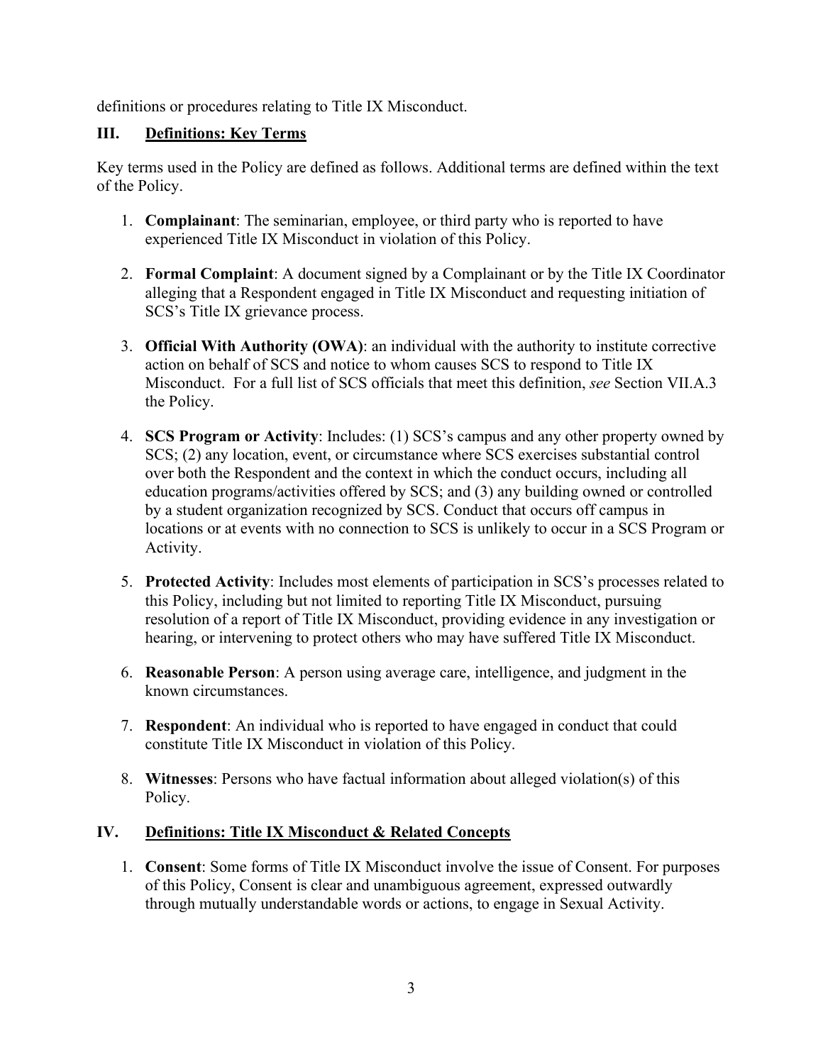definitions or procedures relating to Title IX Misconduct.

## III. Definitions: Key Terms

Key terms used in the Policy are defined as follows. Additional terms are defined within the text of the Policy.

1. **Complainant**: The seminarian, employee, or third party who is reported to have experienced Title IX Misconduct in violation of this Policy.

2. **Formal Complaint**: A document signed by a Complainant or by the Title IX Coordinator alleging that a Respondent engaged in Title IX Misconduct and requesting initiation of SCS's Title IX grievance process.

3. **Official With Authority (OWA)**: an individual with the authority to institute corrective action on behalf of SCS and notice to whom causes SCS to respond to Title IX Misconduct. For a full list of SCS officials that meet this definition, *see* Section VII.A.3 the Policy.

4. **SCS Program or Activity**: Includes: (1) SCS's campus and any other property owned by SCS; (2) any location, event, or circumstance where SCS exercises substantial control over both the Respondent and the context in which the conduct occurs, including all education programs/activities offered by SCS; and (3) any building owned or controlled by a student organization recognized by SCS. Conduct that occurs off campus in locations or at events with no connection to SCS is unlikely to occur in a SCS Program or Activity.

5. **Protected Activity**: Includes most elements of participation in SCS's processes related to this Policy, including but not limited to reporting Title IX Misconduct, pursuing resolution of a report of Title IX Misconduct, providing evidence in any investigation or hearing, or intervening to protect others who may have suffered Title IX Misconduct.

6. **Reasonable Person**: A person using average care, intelligence, and judgment in the known circumstances.

7. **Respondent**: An individual who is reported to have engaged in conduct that could constitute Title IX Misconduct in violation of this Policy.

8. **Witnesses**: Persons who have factual information about alleged violation(s) of this Policy.

## IV. Definitions: Title IX Misconduct & Related Concepts

1. **Consent**: Some forms of Title IX Misconduct involve the issue of Consent. For purposes of this Policy, Consent is clear and unambiguous agreement, expressed outwardly through mutually understandable words or actions, to engage in Sexual Activity.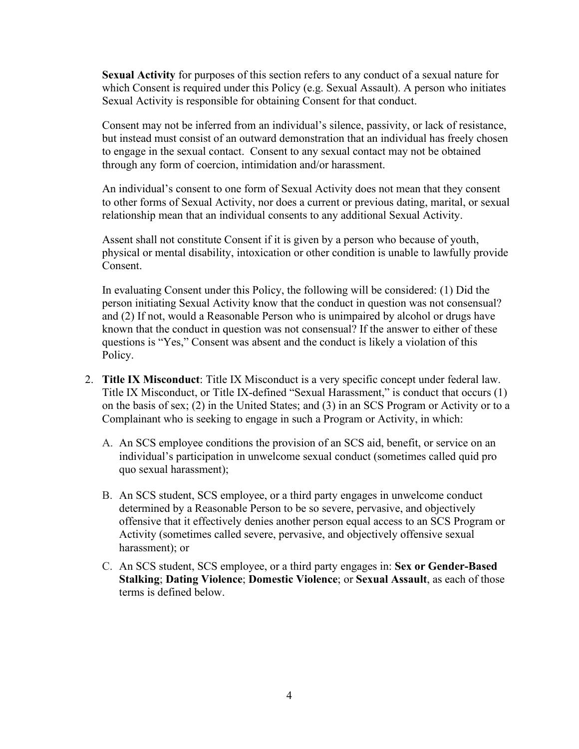**Sexual Activity** for purposes of this section refers to any conduct of a sexual nature for which Consent is required under this Policy (e.g. Sexual Assault). A person who initiates Sexual Activity is responsible for obtaining Consent for that conduct.

Consent may not be inferred from an individual's silence, passivity, or lack of resistance, but instead must consist of an outward demonstration that an individual has freely chosen to engage in the sexual contact. Consent to any sexual contact may not be obtained through any form of coercion, intimidation and/or harassment.

An individual's consent to one form of Sexual Activity does not mean that they consent to other forms of Sexual Activity, nor does a current or previous dating, marital, or sexual relationship mean that an individual consents to any additional Sexual Activity.

Assent shall not constitute Consent if it is given by a person who because of youth, physical or mental disability, intoxication or other condition is unable to lawfully provide Consent.

In evaluating Consent under this Policy, the following will be considered: (1) Did the person initiating Sexual Activity know that the conduct in question was not consensual? and (2) If not, would a Reasonable Person who is unimpaired by alcohol or drugs have known that the conduct in question was not consensual? If the answer to either of these questions is "Yes," Consent was absent and the conduct is likely a violation of this Policy.

2. **Title IX Misconduct**: Title IX Misconduct is a very specific concept under federal law. Title IX Misconduct, or Title IX-defined "Sexual Harassment," is conduct that occurs (1) on the basis of sex; (2) in the United States; and (3) in an SCS Program or Activity or to a Complainant who is seeking to engage in such a Program or Activity, in which:

   A. An SCS employee conditions the provision of an SCS aid, benefit, or service on an individual's participation in unwelcome sexual conduct (sometimes called quid pro quo sexual harassment);

   B. An SCS student, SCS employee, or a third party engages in unwelcome conduct determined by a Reasonable Person to be so severe, pervasive, and objectively offensive that it effectively denies another person equal access to an SCS Program or Activity (sometimes called severe, pervasive, and objectively offensive sexual harassment); or

   C. An SCS student, SCS employee, or a third party engages in: **Sex or Gender-Based Stalking**; **Dating Violence**; **Domestic Violence**; or **Sexual Assault**, as each of those terms is defined below.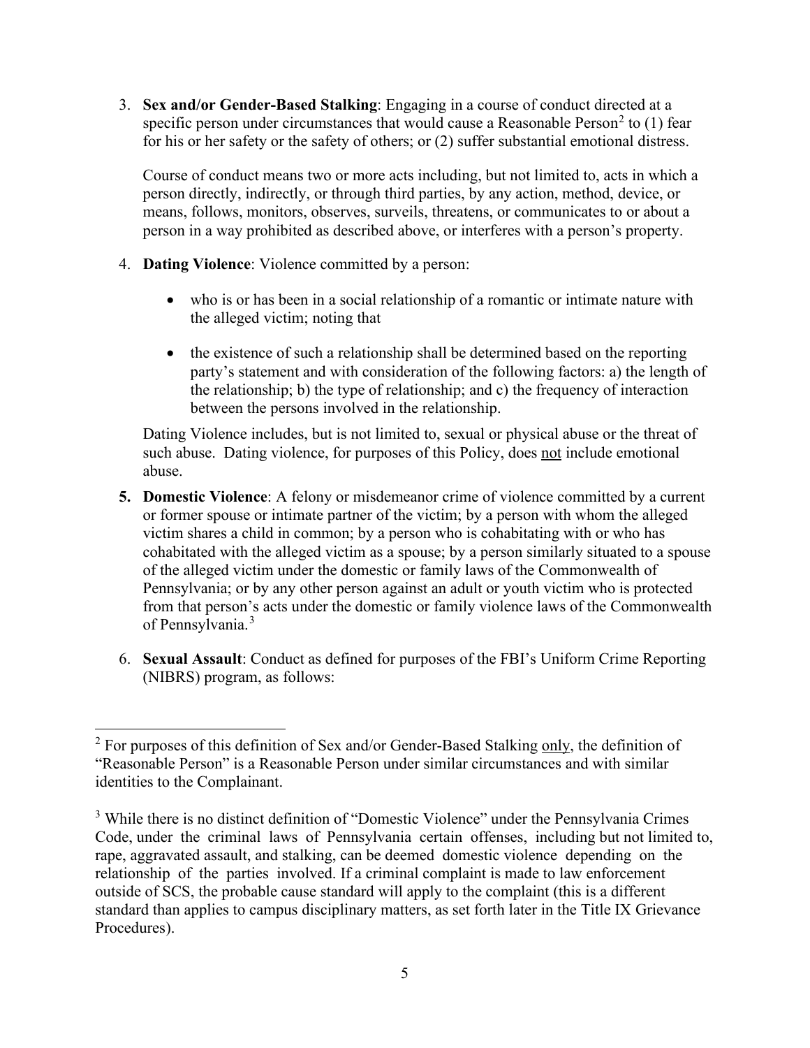3. **Sex and/or Gender-Based Stalking**: Engaging in a course of conduct directed at a specific person under circumstances that would cause a Reasonable Person[2] to (1) fear for his or her safety or the safety of others; or (2) suffer substantial emotional distress.

   Course of conduct means two or more acts including, but not limited to, acts in which a person directly, indirectly, or through third parties, by any action, method, device, or means, follows, monitors, observes, surveils, threatens, or communicates to or about a person in a way prohibited as described above, or interferes with a person's property.

4. **Dating Violence**: Violence committed by a person:

   - who is or has been in a social relationship of a romantic or intimate nature with the alleged victim; noting that
   - the existence of such a relationship shall be determined based on the reporting party's statement and with consideration of the following factors: a) the length of the relationship; b) the type of relationship; and c) the frequency of interaction between the persons involved in the relationship.

   Dating Violence includes, but is not limited to, sexual or physical abuse or the threat of such abuse. Dating violence, for purposes of this Policy, does <u>not</u> include emotional abuse.

5. **Domestic Violence**: A felony or misdemeanor crime of violence committed by a current or former spouse or intimate partner of the victim; by a person with whom the alleged victim shares a child in common; by a person who is cohabitating with or who has cohabitated with the alleged victim as a spouse; by a person similarly situated to a spouse of the alleged victim under the domestic or family laws of the Commonwealth of Pennsylvania; or by any other person against an adult or youth victim who is protected from that person's acts under the domestic or family violence laws of the Commonwealth of Pennsylvania.[3]

6. **Sexual Assault**: Conduct as defined for purposes of the FBI's Uniform Crime Reporting (NIBRS) program, as follows:

---

[2] For purposes of this definition of Sex and/or Gender-Based Stalking <u>only</u>, the definition of "Reasonable Person" is a Reasonable Person under similar circumstances and with similar identities to the Complainant.

[3] While there is no distinct definition of "Domestic Violence" under the Pennsylvania Crimes Code, under the criminal laws of Pennsylvania certain offenses, including but not limited to, rape, aggravated assault, and stalking, can be deemed domestic violence depending on the relationship of the parties involved. If a criminal complaint is made to law enforcement outside of SCS, the probable cause standard will apply to the complaint (this is a different standard than applies to campus disciplinary matters, as set forth later in the Title IX Grievance Procedures).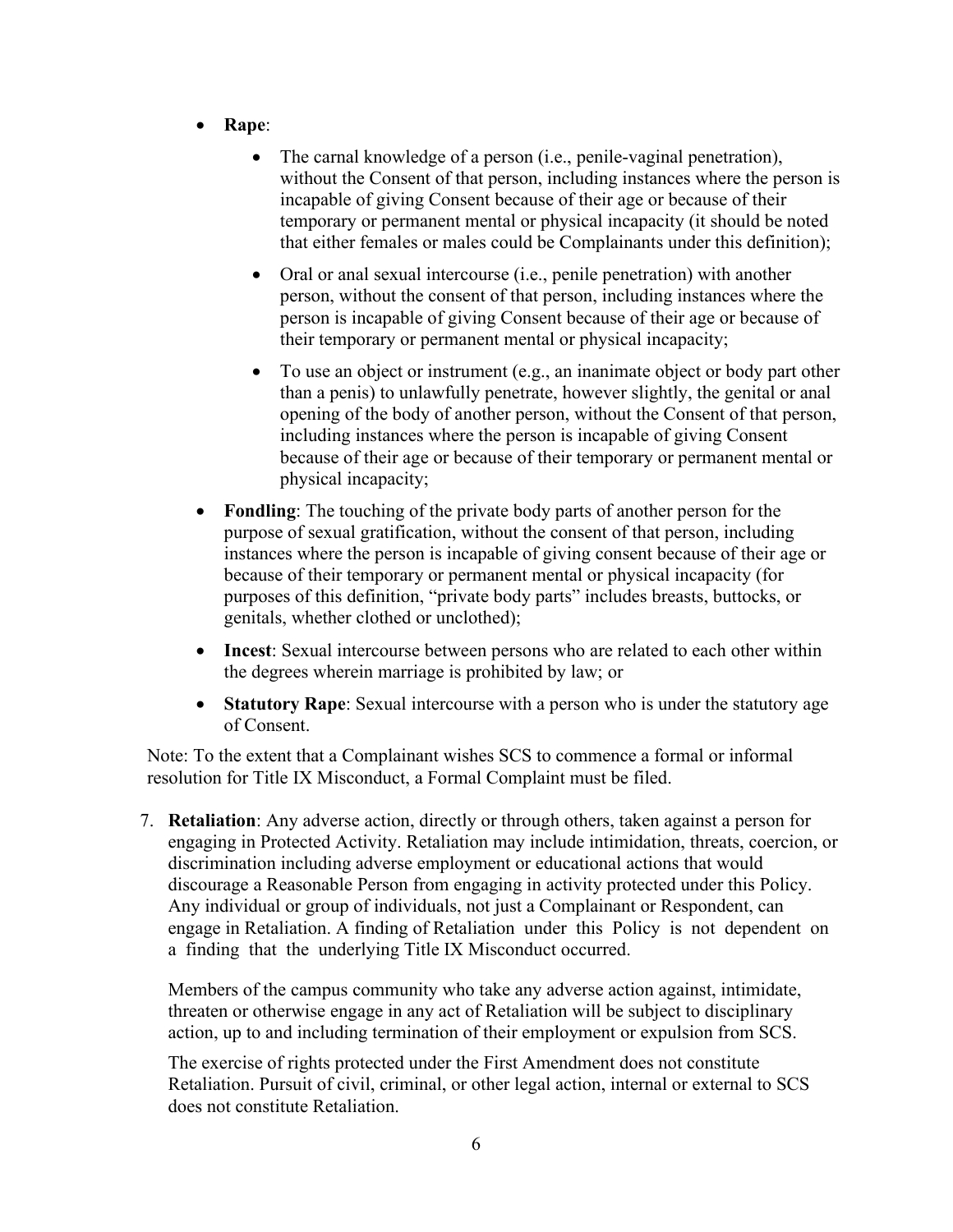- **Rape**:
  - The carnal knowledge of a person (i.e., penile-vaginal penetration), without the Consent of that person, including instances where the person is incapable of giving Consent because of their age or because of their temporary or permanent mental or physical incapacity (it should be noted that either females or males could be Complainants under this definition);
  - Oral or anal sexual intercourse (i.e., penile penetration) with another person, without the consent of that person, including instances where the person is incapable of giving Consent because of their age or because of their temporary or permanent mental or physical incapacity;
  - To use an object or instrument (e.g., an inanimate object or body part other than a penis) to unlawfully penetrate, however slightly, the genital or anal opening of the body of another person, without the Consent of that person, including instances where the person is incapable of giving Consent because of their age or because of their temporary or permanent mental or physical incapacity;
- **Fondling**: The touching of the private body parts of another person for the purpose of sexual gratification, without the consent of that person, including instances where the person is incapable of giving consent because of their age or because of their temporary or permanent mental or physical incapacity (for purposes of this definition, "private body parts" includes breasts, buttocks, or genitals, whether clothed or unclothed);
- **Incest**: Sexual intercourse between persons who are related to each other within the degrees wherein marriage is prohibited by law; or
- **Statutory Rape**: Sexual intercourse with a person who is under the statutory age of Consent.

Note: To the extent that a Complainant wishes SCS to commence a formal or informal resolution for Title IX Misconduct, a Formal Complaint must be filed.

7. **Retaliation**: Any adverse action, directly or through others, taken against a person for engaging in Protected Activity. Retaliation may include intimidation, threats, coercion, or discrimination including adverse employment or educational actions that would discourage a Reasonable Person from engaging in activity protected under this Policy. Any individual or group of individuals, not just a Complainant or Respondent, can engage in Retaliation. A finding of Retaliation under this Policy is not dependent on a finding that the underlying Title IX Misconduct occurred.

   Members of the campus community who take any adverse action against, intimidate, threaten or otherwise engage in any act of Retaliation will be subject to disciplinary action, up to and including termination of their employment or expulsion from SCS.

   The exercise of rights protected under the First Amendment does not constitute Retaliation. Pursuit of civil, criminal, or other legal action, internal or external to SCS does not constitute Retaliation.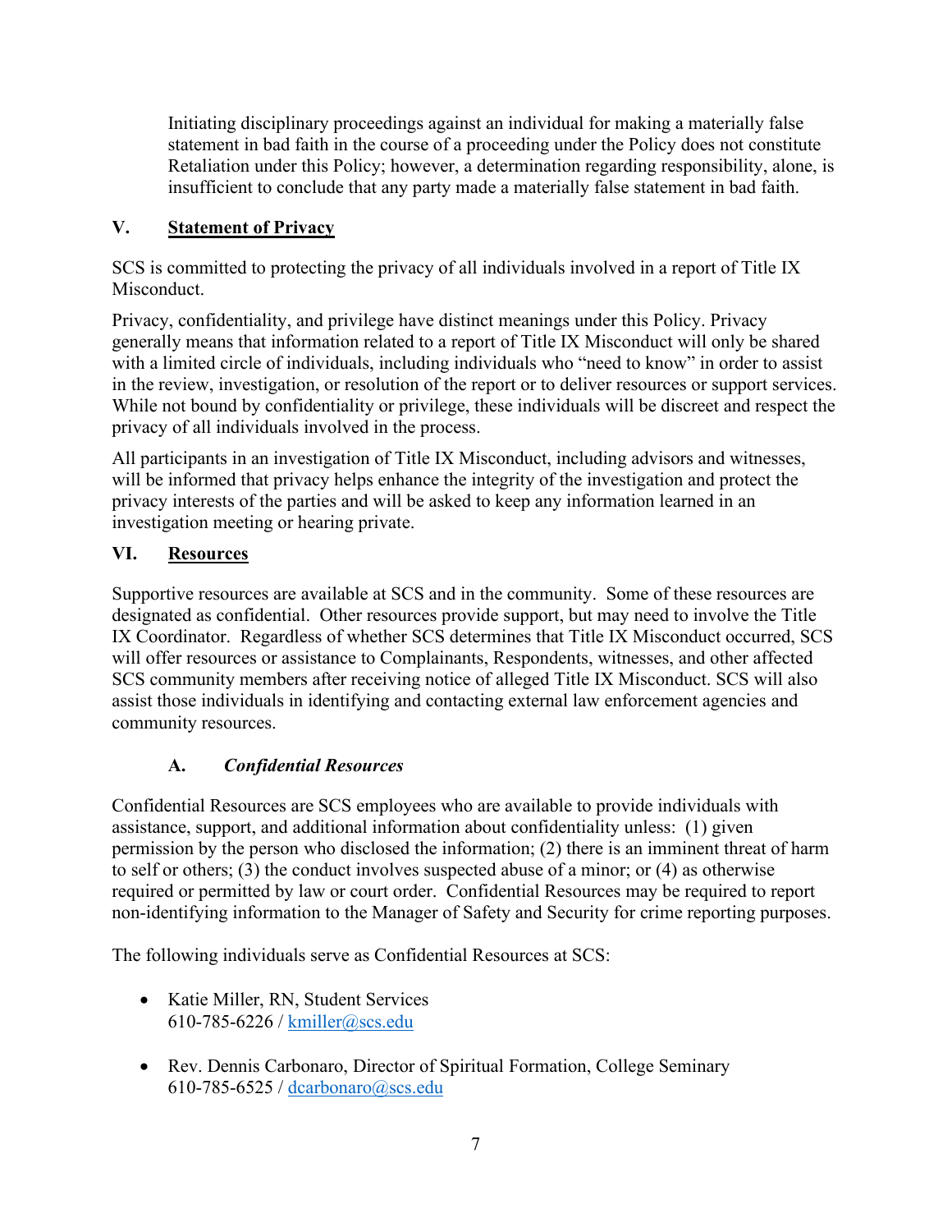Initiating disciplinary proceedings against an individual for making a materially false statement in bad faith in the course of a proceeding under the Policy does not constitute Retaliation under this Policy; however, a determination regarding responsibility, alone, is insufficient to conclude that any party made a materially false statement in bad faith.

## V. Statement of Privacy

SCS is committed to protecting the privacy of all individuals involved in a report of Title IX Misconduct.

Privacy, confidentiality, and privilege have distinct meanings under this Policy. Privacy generally means that information related to a report of Title IX Misconduct will only be shared with a limited circle of individuals, including individuals who "need to know" in order to assist in the review, investigation, or resolution of the report or to deliver resources or support services. While not bound by confidentiality or privilege, these individuals will be discreet and respect the privacy of all individuals involved in the process.

All participants in an investigation of Title IX Misconduct, including advisors and witnesses, will be informed that privacy helps enhance the integrity of the investigation and protect the privacy interests of the parties and will be asked to keep any information learned in an investigation meeting or hearing private.

## VI. Resources

Supportive resources are available at SCS and in the community. Some of these resources are designated as confidential. Other resources provide support, but may need to involve the Title IX Coordinator. Regardless of whether SCS determines that Title IX Misconduct occurred, SCS will offer resources or assistance to Complainants, Respondents, witnesses, and other affected SCS community members after receiving notice of alleged Title IX Misconduct. SCS will also assist those individuals in identifying and contacting external law enforcement agencies and community resources.

### A. *Confidential Resources*

Confidential Resources are SCS employees who are available to provide individuals with assistance, support, and additional information about confidentiality unless: (1) given permission by the person who disclosed the information; (2) there is an imminent threat of harm to self or others; (3) the conduct involves suspected abuse of a minor; or (4) as otherwise required or permitted by law or court order. Confidential Resources may be required to report non-identifying information to the Manager of Safety and Security for crime reporting purposes.

The following individuals serve as Confidential Resources at SCS:

- Katie Miller, RN, Student Services
  610-785-6226 / kmiller@scs.edu

- Rev. Dennis Carbonaro, Director of Spiritual Formation, College Seminary
  610-785-6525 / dcarbonaro@scs.edu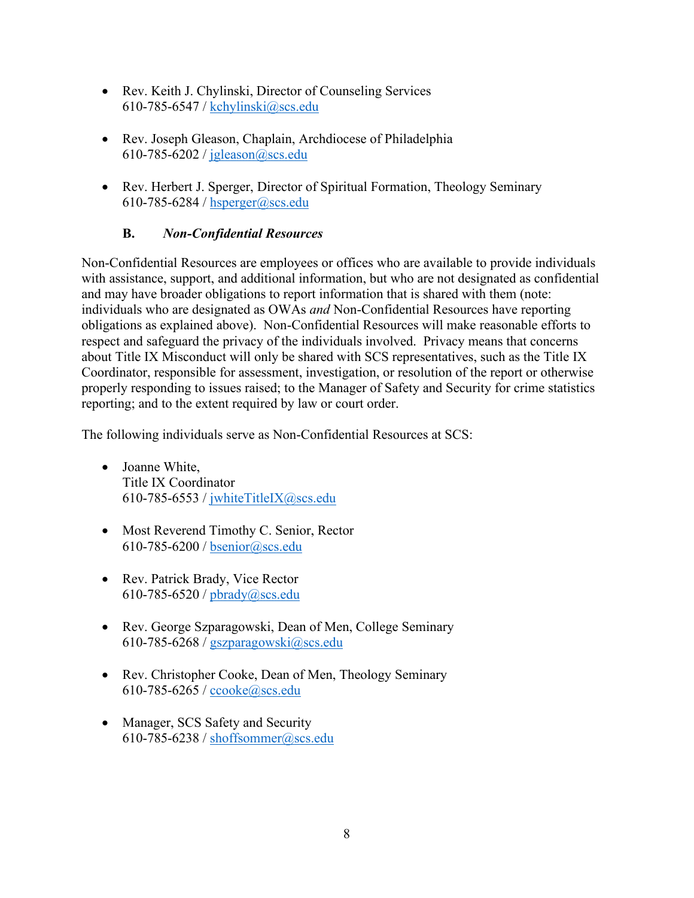- Rev. Keith J. Chylinski, Director of Counseling Services
  610-785-6547 / kchylinski@scs.edu

- Rev. Joseph Gleason, Chaplain, Archdiocese of Philadelphia
  610-785-6202 / jgleason@scs.edu

- Rev. Herbert J. Sperger, Director of Spiritual Formation, Theology Seminary
  610-785-6284 / hsperger@scs.edu

### B. *Non-Confidential Resources*

Non-Confidential Resources are employees or offices who are available to provide individuals with assistance, support, and additional information, but who are not designated as confidential and may have broader obligations to report information that is shared with them (note: individuals who are designated as OWAs *and* Non-Confidential Resources have reporting obligations as explained above). Non-Confidential Resources will make reasonable efforts to respect and safeguard the privacy of the individuals involved. Privacy means that concerns about Title IX Misconduct will only be shared with SCS representatives, such as the Title IX Coordinator, responsible for assessment, investigation, or resolution of the report or otherwise properly responding to issues raised; to the Manager of Safety and Security for crime statistics reporting; and to the extent required by law or court order.

The following individuals serve as Non-Confidential Resources at SCS:

- Joanne White,
  Title IX Coordinator
  610-785-6553 / jwhiteTitleIX@scs.edu

- Most Reverend Timothy C. Senior, Rector
  610-785-6200 / bsenior@scs.edu

- Rev. Patrick Brady, Vice Rector
  610-785-6520 / pbrady@scs.edu

- Rev. George Szparagowski, Dean of Men, College Seminary
  610-785-6268 / gszparagowski@scs.edu

- Rev. Christopher Cooke, Dean of Men, Theology Seminary
  610-785-6265 / ccooke@scs.edu

- Manager, SCS Safety and Security
  610-785-6238 / shoffsommer@scs.edu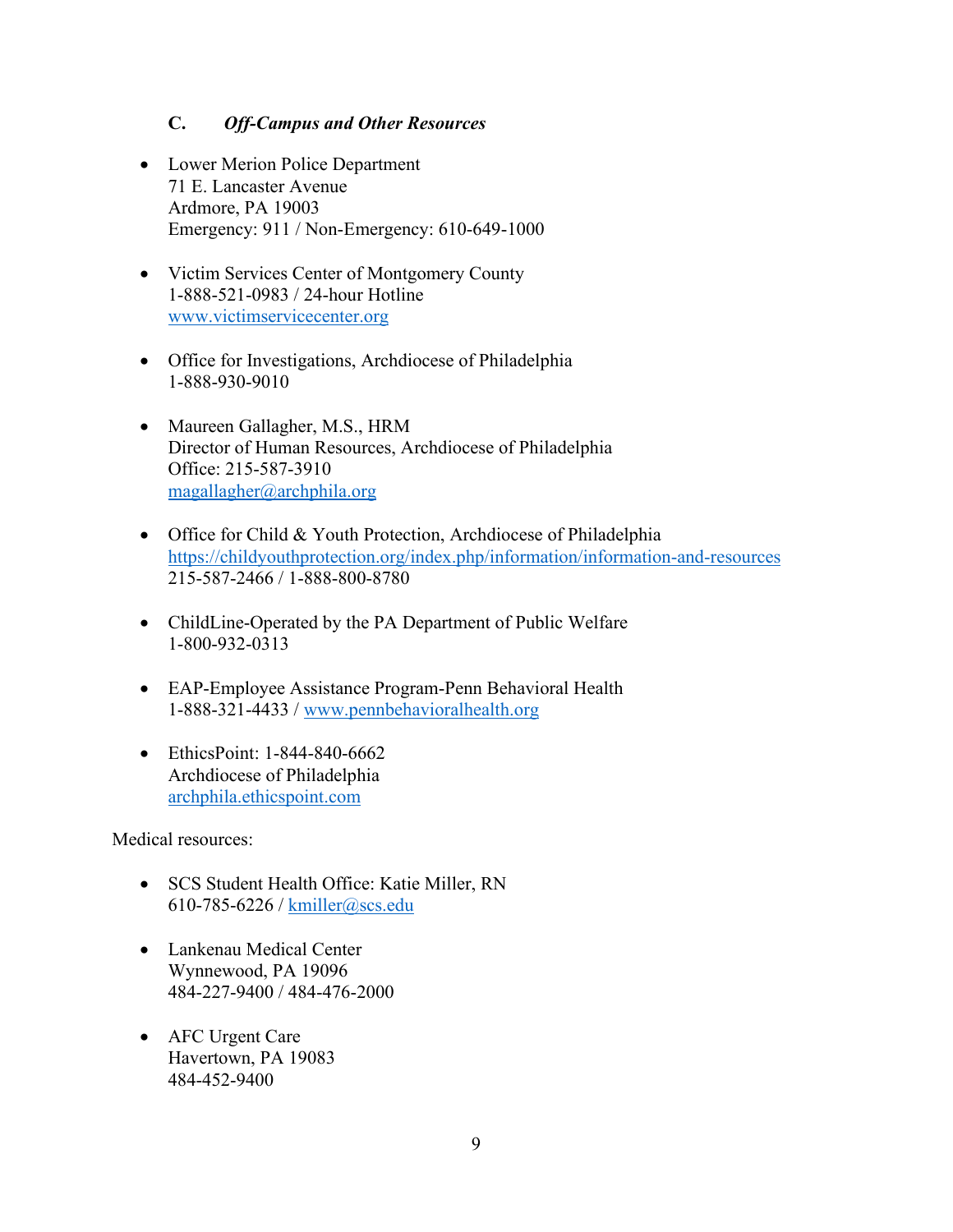### C. *Off-Campus and Other Resources*

- Lower Merion Police Department
  71 E. Lancaster Avenue
  Ardmore, PA 19003
  Emergency: 911 / Non-Emergency: 610-649-1000

- Victim Services Center of Montgomery County
  1-888-521-0983 / 24-hour Hotline
  www.victimservicecenter.org

- Office for Investigations, Archdiocese of Philadelphia
  1-888-930-9010

- Maureen Gallagher, M.S., HRM
  Director of Human Resources, Archdiocese of Philadelphia
  Office: 215-587-3910
  magallagher@archphila.org

- Office for Child & Youth Protection, Archdiocese of Philadelphia
  https://childyouthprotection.org/index.php/information/information-and-resources
  215-587-2466 / 1-888-800-8780

- ChildLine-Operated by the PA Department of Public Welfare
  1-800-932-0313

- EAP-Employee Assistance Program-Penn Behavioral Health
  1-888-321-4433 / www.pennbehavioralhealth.org

- EthicsPoint: 1-844-840-6662
  Archdiocese of Philadelphia
  archphila.ethicspoint.com

Medical resources:

- SCS Student Health Office: Katie Miller, RN
  610-785-6226 / kmiller@scs.edu

- Lankenau Medical Center
  Wynnewood, PA 19096
  484-227-9400 / 484-476-2000

- AFC Urgent Care
  Havertown, PA 19083
  484-452-9400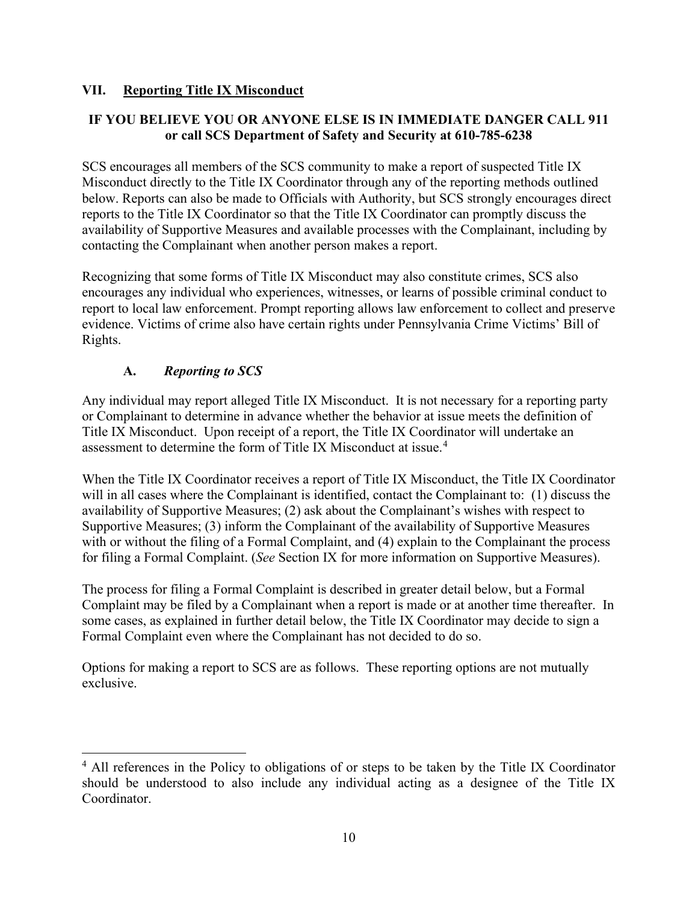## VII. Reporting Title IX Misconduct

**IF YOU BELIEVE YOU OR ANYONE ELSE IS IN IMMEDIATE DANGER CALL 911 or call SCS Department of Safety and Security at 610-785-6238**

SCS encourages all members of the SCS community to make a report of suspected Title IX Misconduct directly to the Title IX Coordinator through any of the reporting methods outlined below. Reports can also be made to Officials with Authority, but SCS strongly encourages direct reports to the Title IX Coordinator so that the Title IX Coordinator can promptly discuss the availability of Supportive Measures and available processes with the Complainant, including by contacting the Complainant when another person makes a report.

Recognizing that some forms of Title IX Misconduct may also constitute crimes, SCS also encourages any individual who experiences, witnesses, or learns of possible criminal conduct to report to local law enforcement. Prompt reporting allows law enforcement to collect and preserve evidence. Victims of crime also have certain rights under Pennsylvania Crime Victims' Bill of Rights.

### A. *Reporting to SCS*

Any individual may report alleged Title IX Misconduct. It is not necessary for a reporting party or Complainant to determine in advance whether the behavior at issue meets the definition of Title IX Misconduct. Upon receipt of a report, the Title IX Coordinator will undertake an assessment to determine the form of Title IX Misconduct at issue.[4]

When the Title IX Coordinator receives a report of Title IX Misconduct, the Title IX Coordinator will in all cases where the Complainant is identified, contact the Complainant to: (1) discuss the availability of Supportive Measures; (2) ask about the Complainant's wishes with respect to Supportive Measures; (3) inform the Complainant of the availability of Supportive Measures with or without the filing of a Formal Complaint, and (4) explain to the Complainant the process for filing a Formal Complaint. (*See* Section IX for more information on Supportive Measures).

The process for filing a Formal Complaint is described in greater detail below, but a Formal Complaint may be filed by a Complainant when a report is made or at another time thereafter. In some cases, as explained in further detail below, the Title IX Coordinator may decide to sign a Formal Complaint even where the Complainant has not decided to do so.

Options for making a report to SCS are as follows. These reporting options are not mutually exclusive.

---

[4] All references in the Policy to obligations of or steps to be taken by the Title IX Coordinator should be understood to also include any individual acting as a designee of the Title IX Coordinator.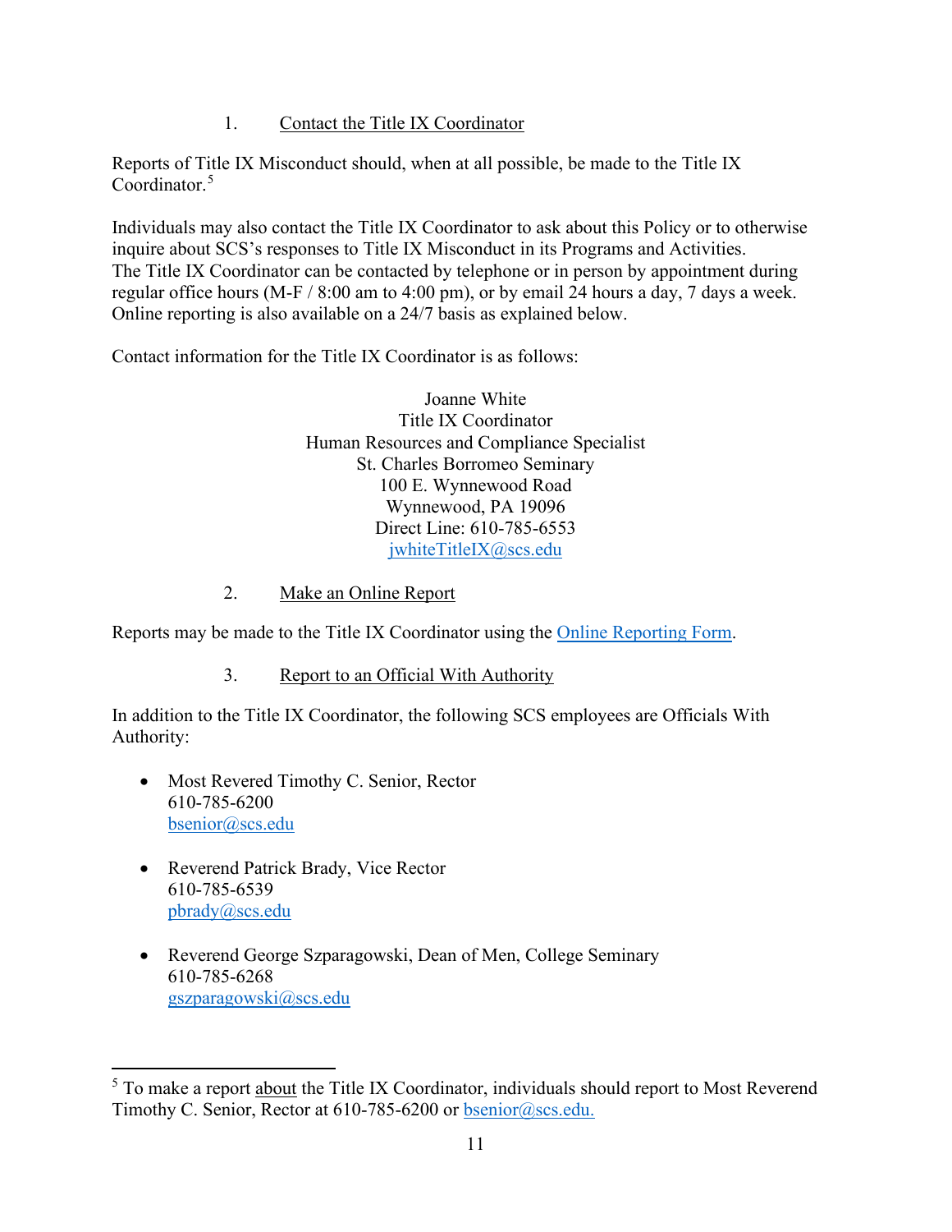1. Contact the Title IX Coordinator

Reports of Title IX Misconduct should, when at all possible, be made to the Title IX Coordinator.[5]

Individuals may also contact the Title IX Coordinator to ask about this Policy or to otherwise inquire about SCS's responses to Title IX Misconduct in its Programs and Activities. The Title IX Coordinator can be contacted by telephone or in person by appointment during regular office hours (M-F / 8:00 am to 4:00 pm), or by email 24 hours a day, 7 days a week. Online reporting is also available on a 24/7 basis as explained below.

Contact information for the Title IX Coordinator is as follows:

Joanne White  
Title IX Coordinator  
Human Resources and Compliance Specialist  
St. Charles Borromeo Seminary  
100 E. Wynnewood Road  
Wynnewood, PA 19096  
Direct Line: 610-785-6553  
jwhiteTitleIX@scs.edu

2. Make an Online Report

Reports may be made to the Title IX Coordinator using the Online Reporting Form.

3. Report to an Official With Authority

In addition to the Title IX Coordinator, the following SCS employees are Officials With Authority:

- Most Revered Timothy C. Senior, Rector  
  610-785-6200  
  bsenior@scs.edu

- Reverend Patrick Brady, Vice Rector  
  610-785-6539  
  pbrady@scs.edu

- Reverend George Szparagowski, Dean of Men, College Seminary  
  610-785-6268  
  gszparagowski@scs.edu

---

[5] To make a report about the Title IX Coordinator, individuals should report to Most Reverend Timothy C. Senior, Rector at 610-785-6200 or bsenior@scs.edu.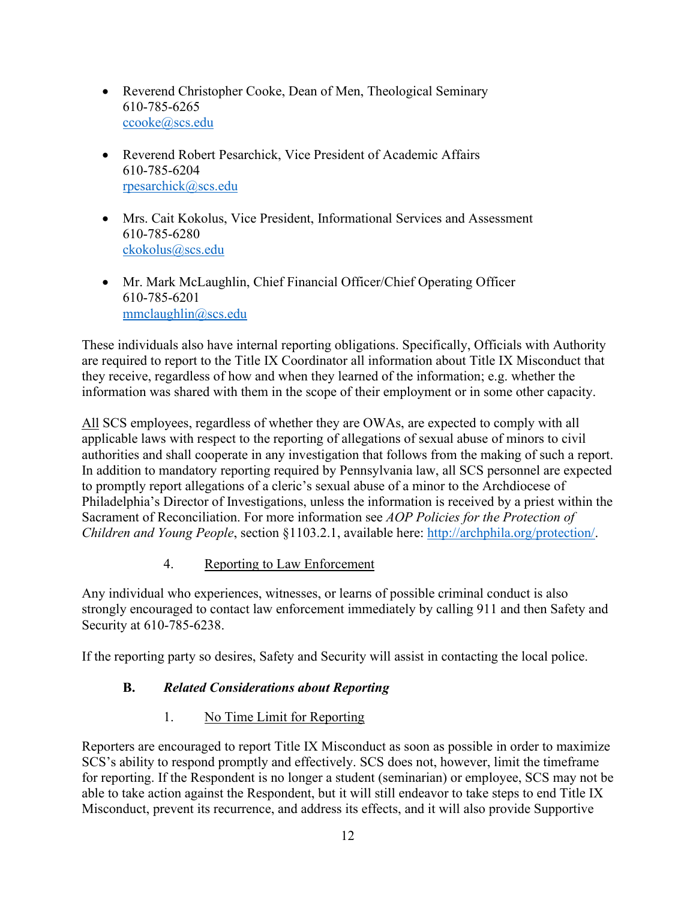- Reverend Christopher Cooke, Dean of Men, Theological Seminary  
  610-785-6265  
  ccooke@scs.edu

- Reverend Robert Pesarchick, Vice President of Academic Affairs  
  610-785-6204  
  rpesarchick@scs.edu

- Mrs. Cait Kokolus, Vice President, Informational Services and Assessment  
  610-785-6280  
  ckokolus@scs.edu

- Mr. Mark McLaughlin, Chief Financial Officer/Chief Operating Officer  
  610-785-6201  
  mmclaughlin@scs.edu

These individuals also have internal reporting obligations. Specifically, Officials with Authority are required to report to the Title IX Coordinator all information about Title IX Misconduct that they receive, regardless of how and when they learned of the information; e.g. whether the information was shared with them in the scope of their employment or in some other capacity.

All SCS employees, regardless of whether they are OWAs, are expected to comply with all applicable laws with respect to the reporting of allegations of sexual abuse of minors to civil authorities and shall cooperate in any investigation that follows from the making of such a report. In addition to mandatory reporting required by Pennsylvania law, all SCS personnel are expected to promptly report allegations of a cleric's sexual abuse of a minor to the Archdiocese of Philadelphia's Director of Investigations, unless the information is received by a priest within the Sacrament of Reconciliation. For more information see *AOP Policies for the Protection of Children and Young People*, section §1103.2.1, available here: http://archphila.org/protection/.

#### 4. Reporting to Law Enforcement

Any individual who experiences, witnesses, or learns of possible criminal conduct is also strongly encouraged to contact law enforcement immediately by calling 911 and then Safety and Security at 610-785-6238.

If the reporting party so desires, Safety and Security will assist in contacting the local police.

### B. *Related Considerations about Reporting*

#### 1. No Time Limit for Reporting

Reporters are encouraged to report Title IX Misconduct as soon as possible in order to maximize SCS's ability to respond promptly and effectively. SCS does not, however, limit the timeframe for reporting. If the Respondent is no longer a student (seminarian) or employee, SCS may not be able to take action against the Respondent, but it will still endeavor to take steps to end Title IX Misconduct, prevent its recurrence, and address its effects, and it will also provide Supportive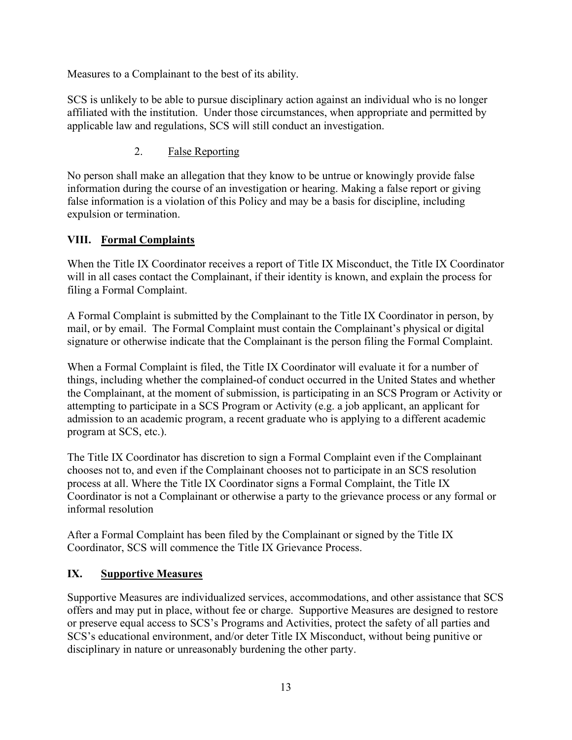Measures to a Complainant to the best of its ability.

SCS is unlikely to be able to pursue disciplinary action against an individual who is no longer affiliated with the institution. Under those circumstances, when appropriate and permitted by applicable law and regulations, SCS will still conduct an investigation.

### 2. False Reporting

No person shall make an allegation that they know to be untrue or knowingly provide false information during the course of an investigation or hearing. Making a false report or giving false information is a violation of this Policy and may be a basis for discipline, including expulsion or termination.

## VIII. Formal Complaints

When the Title IX Coordinator receives a report of Title IX Misconduct, the Title IX Coordinator will in all cases contact the Complainant, if their identity is known, and explain the process for filing a Formal Complaint.

A Formal Complaint is submitted by the Complainant to the Title IX Coordinator in person, by mail, or by email. The Formal Complaint must contain the Complainant's physical or digital signature or otherwise indicate that the Complainant is the person filing the Formal Complaint.

When a Formal Complaint is filed, the Title IX Coordinator will evaluate it for a number of things, including whether the complained-of conduct occurred in the United States and whether the Complainant, at the moment of submission, is participating in an SCS Program or Activity or attempting to participate in a SCS Program or Activity (e.g. a job applicant, an applicant for admission to an academic program, a recent graduate who is applying to a different academic program at SCS, etc.).

The Title IX Coordinator has discretion to sign a Formal Complaint even if the Complainant chooses not to, and even if the Complainant chooses not to participate in an SCS resolution process at all. Where the Title IX Coordinator signs a Formal Complaint, the Title IX Coordinator is not a Complainant or otherwise a party to the grievance process or any formal or informal resolution

After a Formal Complaint has been filed by the Complainant or signed by the Title IX Coordinator, SCS will commence the Title IX Grievance Process.

## IX. Supportive Measures

Supportive Measures are individualized services, accommodations, and other assistance that SCS offers and may put in place, without fee or charge. Supportive Measures are designed to restore or preserve equal access to SCS's Programs and Activities, protect the safety of all parties and SCS's educational environment, and/or deter Title IX Misconduct, without being punitive or disciplinary in nature or unreasonably burdening the other party.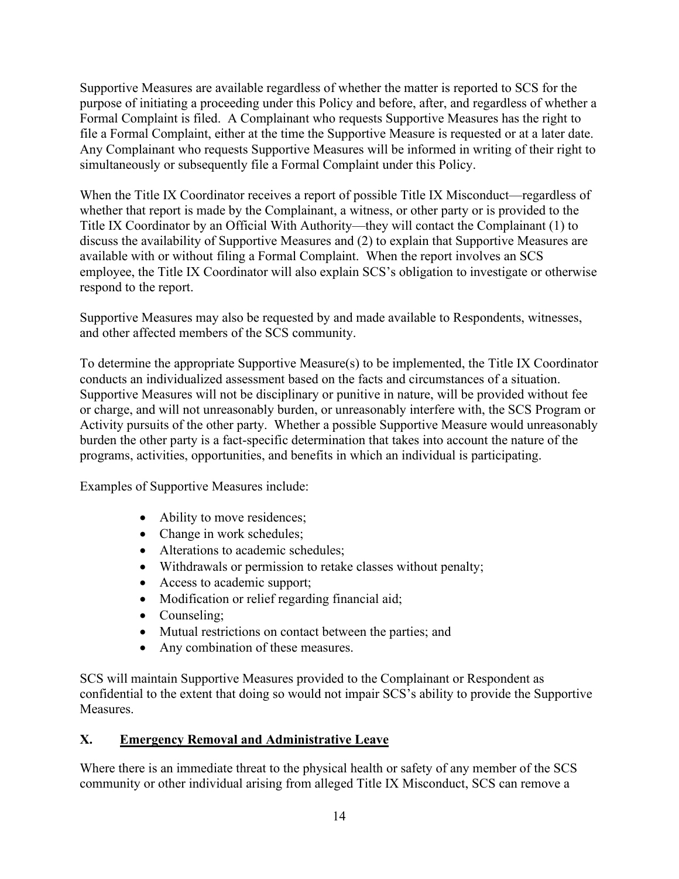Supportive Measures are available regardless of whether the matter is reported to SCS for the purpose of initiating a proceeding under this Policy and before, after, and regardless of whether a Formal Complaint is filed. A Complainant who requests Supportive Measures has the right to file a Formal Complaint, either at the time the Supportive Measure is requested or at a later date. Any Complainant who requests Supportive Measures will be informed in writing of their right to simultaneously or subsequently file a Formal Complaint under this Policy.

When the Title IX Coordinator receives a report of possible Title IX Misconduct—regardless of whether that report is made by the Complainant, a witness, or other party or is provided to the Title IX Coordinator by an Official With Authority—they will contact the Complainant (1) to discuss the availability of Supportive Measures and (2) to explain that Supportive Measures are available with or without filing a Formal Complaint. When the report involves an SCS employee, the Title IX Coordinator will also explain SCS's obligation to investigate or otherwise respond to the report.

Supportive Measures may also be requested by and made available to Respondents, witnesses, and other affected members of the SCS community.

To determine the appropriate Supportive Measure(s) to be implemented, the Title IX Coordinator conducts an individualized assessment based on the facts and circumstances of a situation. Supportive Measures will not be disciplinary or punitive in nature, will be provided without fee or charge, and will not unreasonably burden, or unreasonably interfere with, the SCS Program or Activity pursuits of the other party. Whether a possible Supportive Measure would unreasonably burden the other party is a fact-specific determination that takes into account the nature of the programs, activities, opportunities, and benefits in which an individual is participating.

Examples of Supportive Measures include:

- Ability to move residences;
- Change in work schedules;
- Alterations to academic schedules;
- Withdrawals or permission to retake classes without penalty;
- Access to academic support;
- Modification or relief regarding financial aid;
- Counseling;
- Mutual restrictions on contact between the parties; and
- Any combination of these measures.

SCS will maintain Supportive Measures provided to the Complainant or Respondent as confidential to the extent that doing so would not impair SCS's ability to provide the Supportive Measures.

## X. Emergency Removal and Administrative Leave

Where there is an immediate threat to the physical health or safety of any member of the SCS community or other individual arising from alleged Title IX Misconduct, SCS can remove a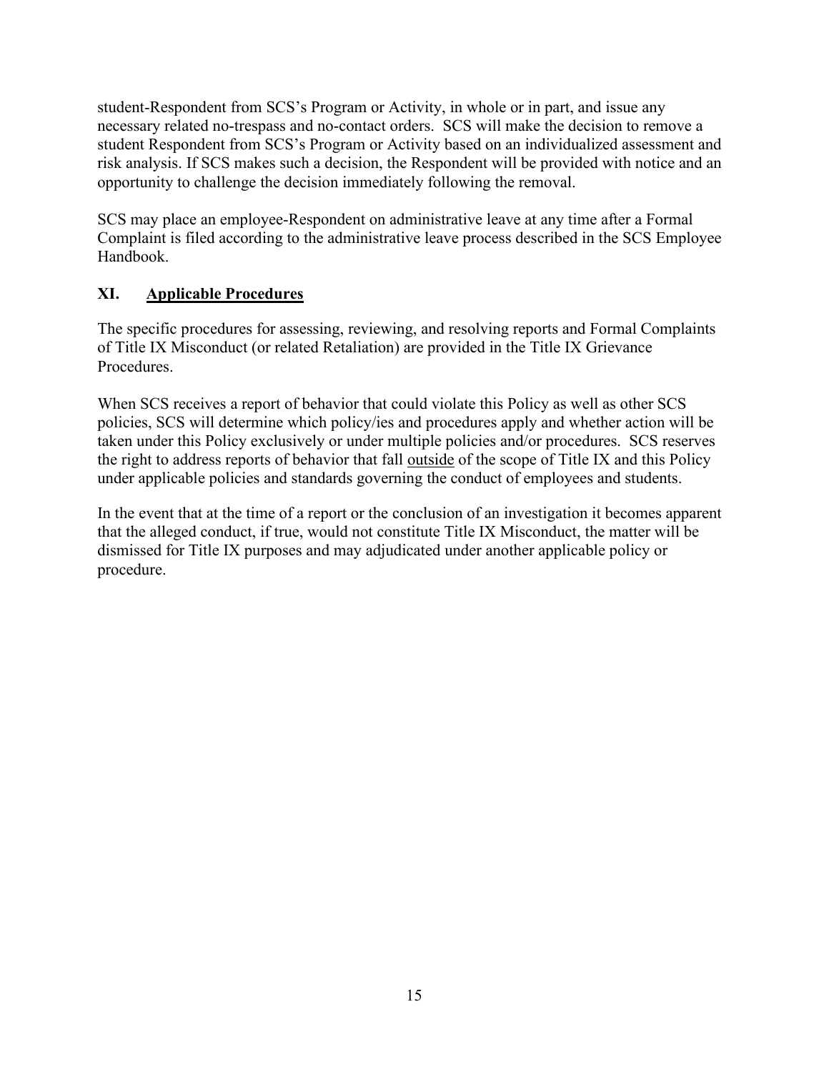student-Respondent from SCS's Program or Activity, in whole or in part, and issue any necessary related no-trespass and no-contact orders. SCS will make the decision to remove a student Respondent from SCS's Program or Activity based on an individualized assessment and risk analysis. If SCS makes such a decision, the Respondent will be provided with notice and an opportunity to challenge the decision immediately following the removal.

SCS may place an employee-Respondent on administrative leave at any time after a Formal Complaint is filed according to the administrative leave process described in the SCS Employee Handbook.

## XI. Applicable Procedures

The specific procedures for assessing, reviewing, and resolving reports and Formal Complaints of Title IX Misconduct (or related Retaliation) are provided in the Title IX Grievance Procedures.

When SCS receives a report of behavior that could violate this Policy as well as other SCS policies, SCS will determine which policy/ies and procedures apply and whether action will be taken under this Policy exclusively or under multiple policies and/or procedures. SCS reserves the right to address reports of behavior that fall outside of the scope of Title IX and this Policy under applicable policies and standards governing the conduct of employees and students.

In the event that at the time of a report or the conclusion of an investigation it becomes apparent that the alleged conduct, if true, would not constitute Title IX Misconduct, the matter will be dismissed for Title IX purposes and may adjudicated under another applicable policy or procedure.